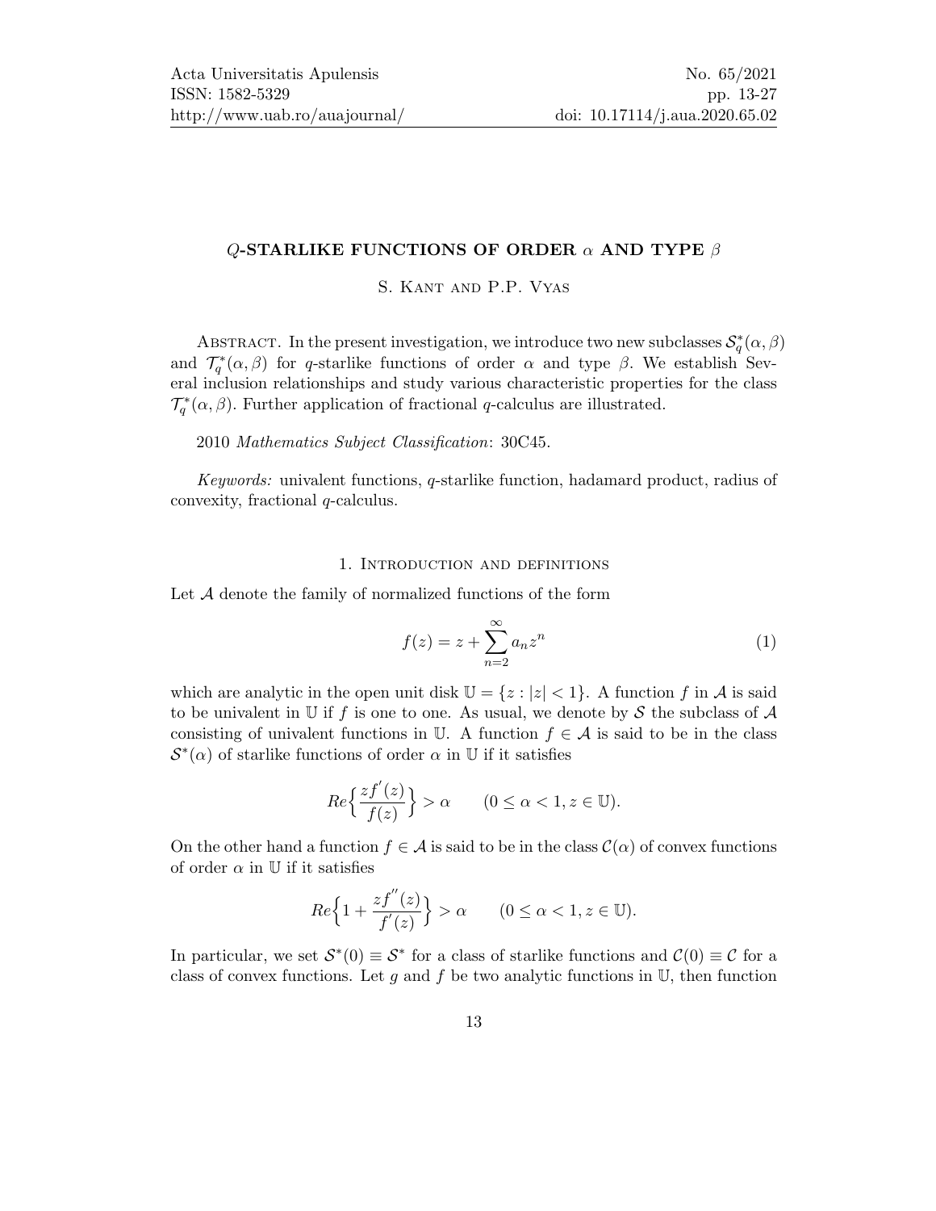# $Q$-STARLIKE FUNCTIONS OF ORDER $\alpha$ AND TYPE $\beta$

S. Kant and P.P. Vyas

Abstract. In the present investigation, we introduce two new subclasses $\mathcal{S}_q^*(\alpha,\beta)$ and $\mathcal{T}_q^*(\alpha,\beta)$ for $q$-starlike functions of order $\alpha$ and type $\beta$. We establish Several inclusion relationships and study various characteristic properties for the class $\mathcal{T}_q^*(\alpha,\beta)$. Further application of fractional $q$-calculus are illustrated.

2010 *Mathematics Subject Classification*: 30C45.

*Keywords:* univalent functions, $q$-starlike function, hadamard product, radius of convexity, fractional $q$-calculus.

## 1. Introduction and definitions

Let $\mathcal{A}$ denote the family of normalized functions of the form

$$f(z) = z + \sum_{n=2}^{\infty} a_n z^n \tag{1}$$

which are analytic in the open unit disk $\mathbb{U} = \{z : |z| < 1\}$. A function $f$ in $\mathcal{A}$ is said to be univalent in $\mathbb{U}$ if $f$ is one to one. As usual, we denote by $\mathcal{S}$ the subclass of $\mathcal{A}$ consisting of univalent functions in $\mathbb{U}$. A function $f \in \mathcal{A}$ is said to be in the class $\mathcal{S}^*(\alpha)$ of starlike functions of order $\alpha$ in $\mathbb{U}$ if it satisfies

$$Re\Big\{\frac{zf'(z)}{f(z)}\Big\} > \alpha \qquad (0 \le \alpha < 1, z \in \mathbb{U}).$$

On the other hand a function $f \in \mathcal{A}$ is said to be in the class $\mathcal{C}(\alpha)$ of convex functions of order $\alpha$ in $\mathbb{U}$ if it satisfies

$$Re\Big\{1 + \frac{zf''(z)}{f'(z)}\Big\} > \alpha \qquad (0 \le \alpha < 1, z \in \mathbb{U}).$$

In particular, we set $\mathcal{S}^*(0) \equiv \mathcal{S}^*$ for a class of starlike functions and $\mathcal{C}(0) \equiv \mathcal{C}$ for a class of convex functions. Let $g$ and $f$ be two analytic functions in $\mathbb{U}$, then function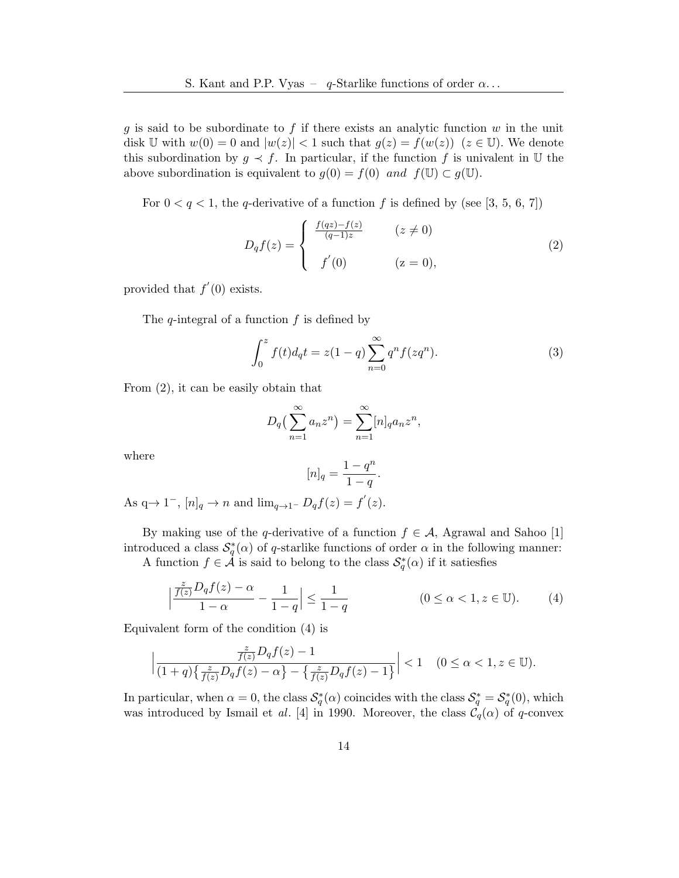$g$ is said to be subordinate to $f$ if there exists an analytic function $w$ in the unit disk $\mathbb{U}$ with $w(0) = 0$ and $|w(z)| < 1$ such that $g(z) = f(w(z))$ $(z \in \mathbb{U})$. We denote this subordination by $g \prec f$. In particular, if the function $f$ is univalent in $\mathbb{U}$ the above subordination is equivalent to $g(0) = f(0)$ *and* $f(\mathbb{U}) \subset g(\mathbb{U})$.

For $0 < q < 1$, the $q$-derivative of a function $f$ is defined by (see [3, 5, 6, 7])

$$D_q f(z) = \begin{cases} \frac{f(qz)-f(z)}{(q-1)z} & (z \neq 0) \\ f'(0) & (\mathrm{z} = 0), \end{cases} \tag{2}$$

provided that $f'(0)$ exists.

The $q$-integral of a function $f$ is defined by

$$\int_0^z f(t) d_q t = z(1-q) \sum_{n=0}^{\infty} q^n f(zq^n). \tag{3}$$

From (2), it can be easily obtain that

$$D_q\big(\sum_{n=1}^{\infty} a_n z^n\big) = \sum_{n=1}^{\infty} [n]_q a_n z^n,$$

where

$$[n]_q = \frac{1-q^n}{1-q}.$$

As q$\to 1^-$, $[n]_q \to n$ and $\lim_{q \to 1^-} D_q f(z) = f'(z)$.

By making use of the $q$-derivative of a function $f \in \mathcal{A}$, Agrawal and Sahoo [1] introduced a class $\mathcal{S}_q^*(\alpha)$ of $q$-starlike functions of order $\alpha$ in the following manner:

A function $f \in \mathcal{A}$ is said to belong to the class $\mathcal{S}_q^*(\alpha)$ if it satiesfies

$$\Big| \frac{\frac{z}{f(z)} D_q f(z) - \alpha}{1-\alpha} - \frac{1}{1-q} \Big| \leq \frac{1}{1-q} \qquad (0 \leq \alpha < 1, z \in \mathbb{U}). \tag{4}$$

Equivalent form of the condition (4) is

$$\Big| \frac{\frac{z}{f(z)} D_q f(z) - 1}{(1+q)\big\{\frac{z}{f(z)} D_q f(z) - \alpha\big\} - \big\{\frac{z}{f(z)} D_q f(z) - 1\big\}} \Big| < 1 \quad (0 \leq \alpha < 1, z \in \mathbb{U}).$$

In particular, when $\alpha = 0$, the class $\mathcal{S}_q^*(\alpha)$ coincides with the class $\mathcal{S}_q^* = \mathcal{S}_q^*(0)$, which was introduced by Ismail et *al*. [4] in 1990. Moreover, the class $\mathcal{C}_q(\alpha)$ of $q$-convex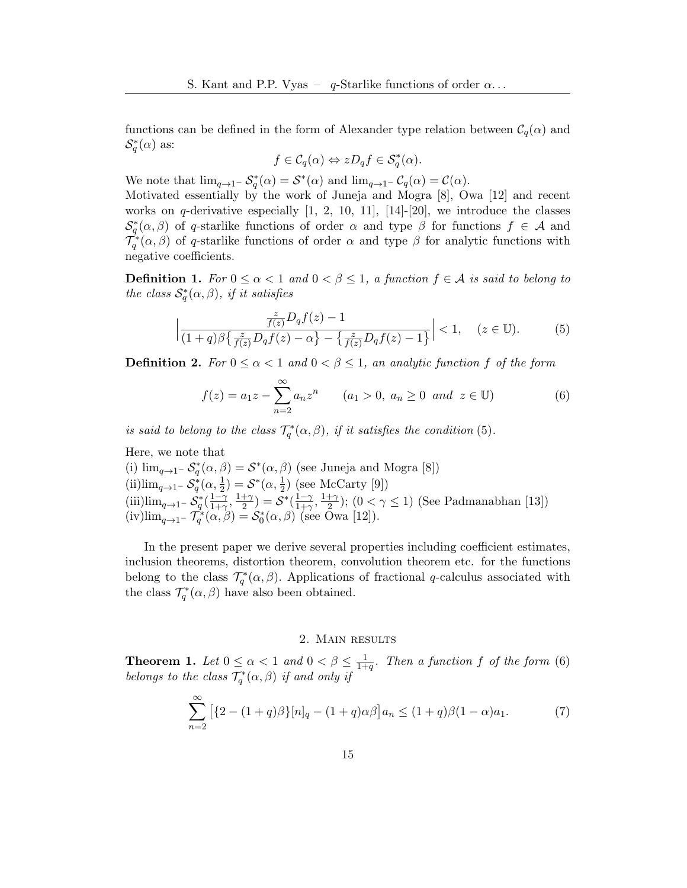functions can be defined in the form of Alexander type relation between $\mathcal{C}_q(\alpha)$ and $\mathcal{S}_q^*(\alpha)$ as:

$$f \in \mathcal{C}_q(\alpha) \Leftrightarrow zD_qf \in \mathcal{S}_q^*(\alpha).$$

We note that $\lim_{q\to 1^-} \mathcal{S}_q^*(\alpha) = \mathcal{S}^*(\alpha)$ and $\lim_{q\to 1^-} \mathcal{C}_q(\alpha) = \mathcal{C}(\alpha)$.
Motivated essentially by the work of Juneja and Mogra [8], Owa [12] and recent works on $q$-derivative especially [1, 2, 10, 11], [14]-[20], we introduce the classes $\mathcal{S}_q^*(\alpha, \beta)$ of $q$-starlike functions of order $\alpha$ and type $\beta$ for functions $f \in \mathcal{A}$ and $\mathcal{T}_q^*(\alpha, \beta)$ of $q$-starlike functions of order $\alpha$ and type $\beta$ for analytic functions with negative coefficients.

**Definition 1.** *For $0 \leq \alpha < 1$ and $0 < \beta \leq 1$, a function $f \in \mathcal{A}$ is said to belong to the class $\mathcal{S}_q^*(\alpha, \beta)$, if it satisfies*

$$\Big|\frac{\frac{z}{f(z)}D_qf(z) - 1}{(1+q)\beta\big\{\frac{z}{f(z)}D_qf(z) - \alpha\big\} - \big\{\frac{z}{f(z)}D_qf(z) - 1\big\}}\Big| < 1, \quad (z \in \mathbb{U}). \tag{5}$$

**Definition 2.** *For $0 \leq \alpha < 1$ and $0 < \beta \leq 1$, an analytic function $f$ of the form*

$$f(z) = a_1z - \sum_{n=2}^{\infty} a_nz^n \qquad (a_1 > 0,\ a_n \geq 0 \ \text{and} \ z \in \mathbb{U}) \tag{6}$$

*is said to belong to the class $\mathcal{T}_q^*(\alpha, \beta)$, if it satisfies the condition* (5).

Here, we note that
(i) $\lim_{q\to 1^-} \mathcal{S}_q^*(\alpha, \beta) = \mathcal{S}^*(\alpha, \beta)$ (see Juneja and Mogra [8])
(ii)$\lim_{q\to 1^-} \mathcal{S}_q^*(\alpha, \frac{1}{2}) = \mathcal{S}^*(\alpha, \frac{1}{2})$ (see McCarty [9])
(iii)$\lim_{q\to 1^-} \mathcal{S}_q^*(\frac{1-\gamma}{1+\gamma}, \frac{1+\gamma}{2}) = \mathcal{S}^*(\frac{1-\gamma}{1+\gamma}, \frac{1+\gamma}{2})$; $(0 < \gamma \leq 1)$ (See Padmanabhan [13])
(iv)$\lim_{q\to 1^-} \mathcal{T}_q^*(\alpha, \beta) = \mathcal{S}_0^*(\alpha, \beta)$ (see Owa [12]).

In the present paper we derive several properties including coefficient estimates, inclusion theorems, distortion theorem, convolution theorem etc. for the functions belong to the class $\mathcal{T}_q^*(\alpha, \beta)$. Applications of fractional $q$-calculus associated with the class $\mathcal{T}_q^*(\alpha, \beta)$ have also been obtained.

## 2. Main results

**Theorem 1.** *Let $0 \leq \alpha < 1$ and $0 < \beta \leq \frac{1}{1+q}$. Then a function $f$ of the form* (6) *belongs to the class $\mathcal{T}_q^*(\alpha, \beta)$ if and only if*

$$\sum_{n=2}^{\infty} \big[\{2 - (1+q)\beta\}[n]_q - (1+q)\alpha\beta\big]a_n \leq (1+q)\beta(1-\alpha)a_1. \tag{7}$$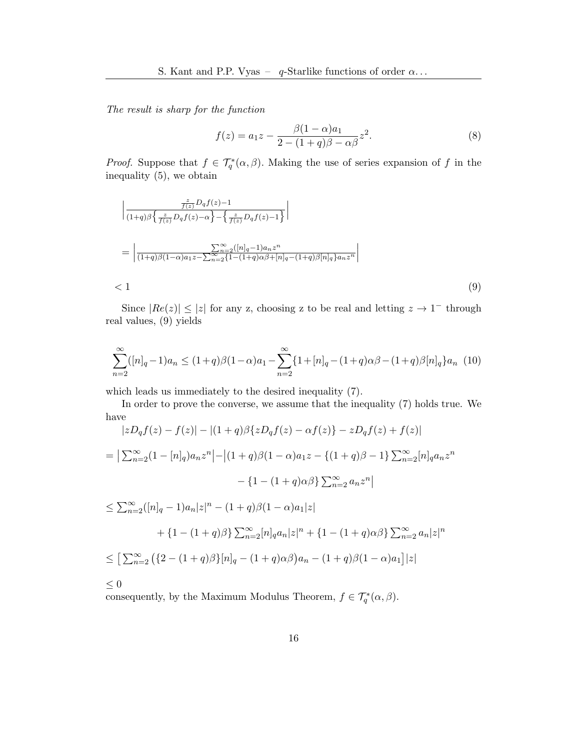*The result is sharp for the function*

$$f(z) = a_1 z - \frac{\beta(1-\alpha)a_1}{2-(1+q)\beta-\alpha\beta}z^2. \tag{8}$$

*Proof.* Suppose that $f \in \mathcal{T}_q^*(\alpha, \beta)$. Making the use of series expansion of $f$ in the inequality (5), we obtain

$$\left| \frac{\frac{z}{f(z)}D_q f(z) - 1}{(1+q)\beta\left\{\frac{z}{f(z)}D_q f(z) - \alpha\right\} - \left\{\frac{z}{f(z)}D_q f(z) - 1\right\}} \right|$$

$$= \left| \frac{\sum_{n=2}^{\infty}([n]_q - 1)a_n z^n}{(1+q)\beta(1-\alpha)a_1 z - \sum_{n=2}^{\infty}\{1-(1+q)\alpha\beta + [n]_q - (1+q)\beta[n]_q\}a_n z^n} \right|$$

$$< 1 \tag{9}$$

Since $|Re(z)| \leq |z|$ for any z, choosing z to be real and letting $z \to 1^-$ through real values, (9) yields

$$\sum_{n=2}^{\infty}([n]_q - 1)a_n \leq (1+q)\beta(1-\alpha)a_1 - \sum_{n=2}^{\infty}\{1+[n]_q - (1+q)\alpha\beta - (1+q)\beta[n]_q\}a_n \tag{10}$$

which leads us immediately to the desired inequality (7).

In order to prove the converse, we assume that the inequality (7) holds true. We have

$$|zD_q f(z) - f(z)| - |(1+q)\beta\{zD_q f(z) - \alpha f(z)\} - zD_q f(z) + f(z)|$$

$$= \left|\sum_{n=2}^{\infty}(1-[n]_q)a_n z^n\right| - \Big|(1+q)\beta(1-\alpha)a_1 z - \{(1+q)\beta - 1\}\sum_{n=2}^{\infty}[n]_q a_n z^n$$

$$- \{1-(1+q)\alpha\beta\}\sum_{n=2}^{\infty}a_n z^n\Big|$$

$$\leq \sum_{n=2}^{\infty}([n]_q - 1)a_n|z|^n - (1+q)\beta(1-\alpha)a_1|z|$$

$$+ \{1-(1+q)\beta\}\sum_{n=2}^{\infty}[n]_q a_n|z|^n + \{1-(1+q)\alpha\beta\}\sum_{n=2}^{\infty}a_n|z|^n$$

$$\leq \Big[\sum_{n=2}^{\infty}\big(\{2-(1+q)\beta\}[n]_q - (1+q)\alpha\beta\big)a_n - (1+q)\beta(1-\alpha)a_1\Big]|z|$$

$$\leq 0$$

consequently, by the Maximum Modulus Theorem, $f \in \mathcal{T}_q^*(\alpha, \beta)$.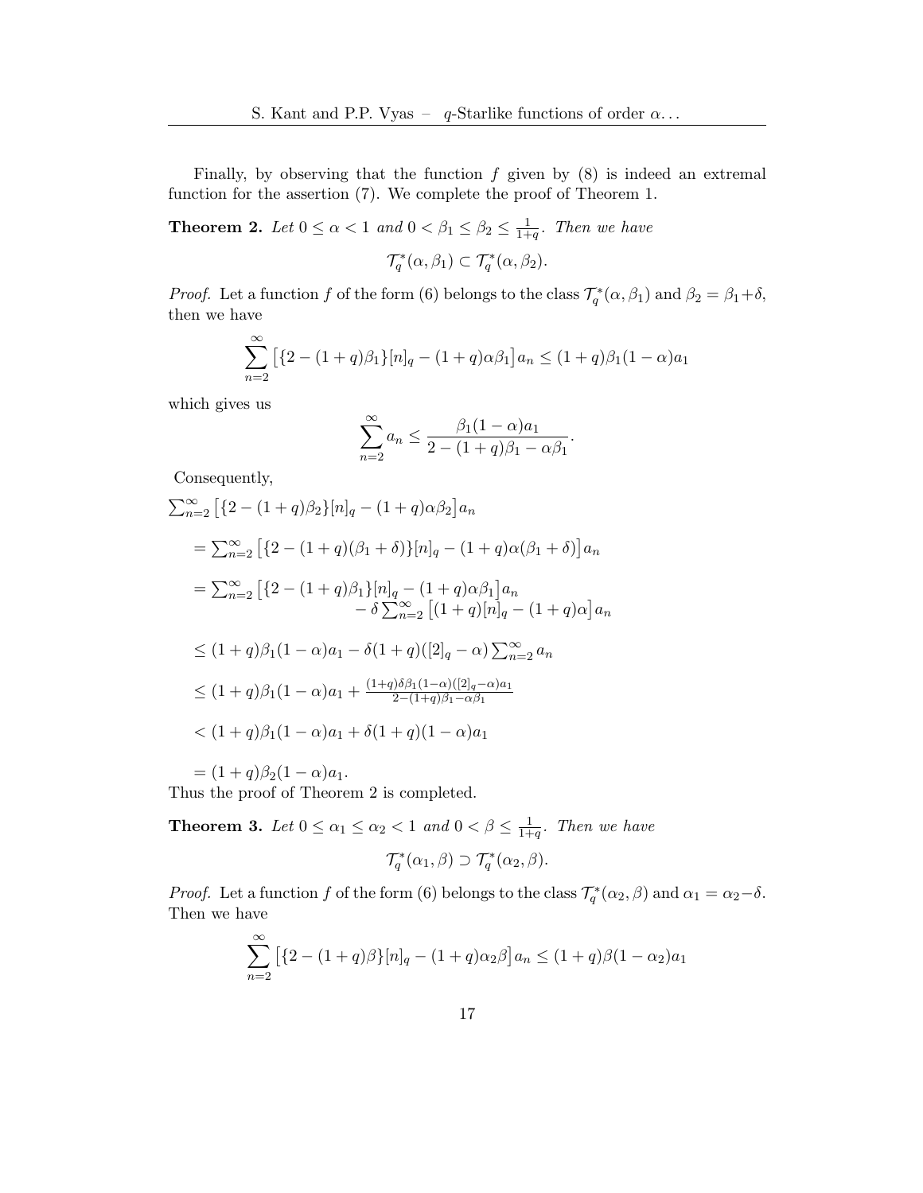Finally, by observing that the function $f$ given by (8) is indeed an extremal function for the assertion (7). We complete the proof of Theorem 1.

**Theorem 2.** *Let $0 \leq \alpha < 1$ and $0 < \beta_1 \leq \beta_2 \leq \frac{1}{1+q}$. Then we have*

$$\mathcal{T}_q^*(\alpha, \beta_1) \subset \mathcal{T}_q^*(\alpha, \beta_2).$$

*Proof.* Let a function $f$ of the form (6) belongs to the class $\mathcal{T}_q^*(\alpha, \beta_1)$ and $\beta_2 = \beta_1 + \delta$, then we have

$$\sum_{n=2}^{\infty} \left[\{2 - (1+q)\beta_1\}[n]_q - (1+q)\alpha\beta_1\right] a_n \leq (1+q)\beta_1(1-\alpha)a_1$$

which gives us

$$\sum_{n=2}^{\infty} a_n \leq \frac{\beta_1(1-\alpha)a_1}{2 - (1+q)\beta_1 - \alpha\beta_1}.$$

Consequently,

$$\sum_{n=2}^{\infty} \left[\{2 - (1+q)\beta_2\}[n]_q - (1+q)\alpha\beta_2\right] a_n$$

$$= \sum_{n=2}^{\infty} \left[\{2 - (1+q)(\beta_1+\delta)\}[n]_q - (1+q)\alpha(\beta_1+\delta)\right] a_n$$

$$= \sum_{n=2}^{\infty} \left[\{2 - (1+q)\beta_1\}[n]_q - (1+q)\alpha\beta_1\right] a_n - \delta \sum_{n=2}^{\infty} \left[(1+q)[n]_q - (1+q)\alpha\right] a_n$$

$$\leq (1+q)\beta_1(1-\alpha)a_1 - \delta(1+q)([2]_q - \alpha)\sum_{n=2}^{\infty} a_n$$

$$\leq (1+q)\beta_1(1-\alpha)a_1 + \frac{(1+q)\delta\beta_1(1-\alpha)([2]_q-\alpha)a_1}{2-(1+q)\beta_1 - \alpha\beta_1}$$

$$< (1+q)\beta_1(1-\alpha)a_1 + \delta(1+q)(1-\alpha)a_1$$

$$= (1+q)\beta_2(1-\alpha)a_1.$$

Thus the proof of Theorem 2 is completed.

**Theorem 3.** *Let $0 \leq \alpha_1 \leq \alpha_2 < 1$ and $0 < \beta \leq \frac{1}{1+q}$. Then we have*

$$\mathcal{T}_q^*(\alpha_1, \beta) \supset \mathcal{T}_q^*(\alpha_2, \beta).$$

*Proof.* Let a function $f$ of the form (6) belongs to the class $\mathcal{T}_q^*(\alpha_2, \beta)$ and $\alpha_1 = \alpha_2 - \delta$. Then we have

$$\sum_{n=2}^{\infty} \left[\{2 - (1+q)\beta\}[n]_q - (1+q)\alpha_2\beta\right] a_n \leq (1+q)\beta(1-\alpha_2)a_1$$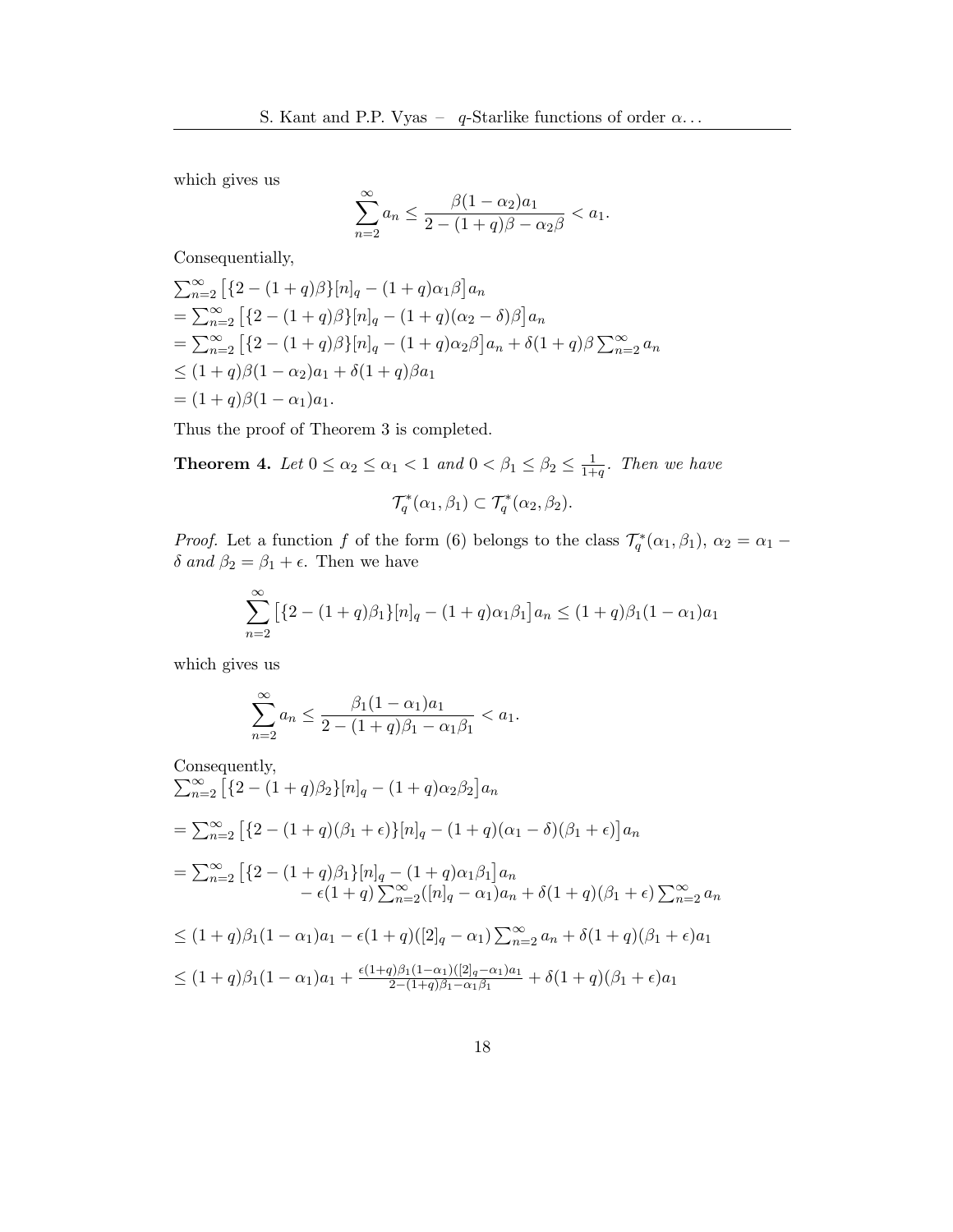which gives us

$$\sum_{n=2}^{\infty} a_n \leq \frac{\beta(1-\alpha_2)a_1}{2-(1+q)\beta - \alpha_2\beta} < a_1.$$

Consequentially,

$\sum_{n=2}^{\infty} \left[\{2-(1+q)\beta\}[n]_q - (1+q)\alpha_1\beta\right] a_n$
$= \sum_{n=2}^{\infty} \left[\{2-(1+q)\beta\}[n]_q - (1+q)(\alpha_2-\delta)\beta\right] a_n$
$= \sum_{n=2}^{\infty} \left[\{2-(1+q)\beta\}[n]_q - (1+q)\alpha_2\beta\right] a_n + \delta(1+q)\beta \sum_{n=2}^{\infty} a_n$
$\leq (1+q)\beta(1-\alpha_2)a_1 + \delta(1+q)\beta a_1$
$= (1+q)\beta(1-\alpha_1)a_1.$

Thus the proof of Theorem 3 is completed.

**Theorem 4.** *Let $0 \leq \alpha_2 \leq \alpha_1 < 1$ and $0 < \beta_1 \leq \beta_2 \leq \frac{1}{1+q}$. Then we have*

$$\mathcal{T}_q^*(\alpha_1, \beta_1) \subset \mathcal{T}_q^*(\alpha_2, \beta_2).$$

*Proof.* Let a function $f$ of the form (6) belongs to the class $\mathcal{T}_q^*(\alpha_1, \beta_1)$, $\alpha_2 = \alpha_1 - \delta$ *and* $\beta_2 = \beta_1 + \epsilon$. Then we have

$$\sum_{n=2}^{\infty} \left[\{2-(1+q)\beta_1\}[n]_q - (1+q)\alpha_1\beta_1\right] a_n \leq (1+q)\beta_1(1-\alpha_1)a_1$$

which gives us

$$\sum_{n=2}^{\infty} a_n \leq \frac{\beta_1(1-\alpha_1)a_1}{2-(1+q)\beta_1 - \alpha_1\beta_1} < a_1.$$

Consequently,

$\sum_{n=2}^{\infty} \left[\{2-(1+q)\beta_2\}[n]_q - (1+q)\alpha_2\beta_2\right] a_n$

$= \sum_{n=2}^{\infty} \left[\{2-(1+q)(\beta_1+\epsilon)\}[n]_q - (1+q)(\alpha_1-\delta)(\beta_1+\epsilon)\right] a_n$

$= \sum_{n=2}^{\infty} \left[\{2-(1+q)\beta_1\}[n]_q - (1+q)\alpha_1\beta_1\right] a_n - \epsilon(1+q)\sum_{n=2}^{\infty}([n]_q - \alpha_1)a_n + \delta(1+q)(\beta_1+\epsilon)\sum_{n=2}^{\infty} a_n$

$\leq (1+q)\beta_1(1-\alpha_1)a_1 - \epsilon(1+q)([2]_q - \alpha_1)\sum_{n=2}^{\infty} a_n + \delta(1+q)(\beta_1+\epsilon)a_1$

$\leq (1+q)\beta_1(1-\alpha_1)a_1 + \frac{\epsilon(1+q)\beta_1(1-\alpha_1)([2]_q-\alpha_1)a_1}{2-(1+q)\beta_1-\alpha_1\beta_1} + \delta(1+q)(\beta_1+\epsilon)a_1$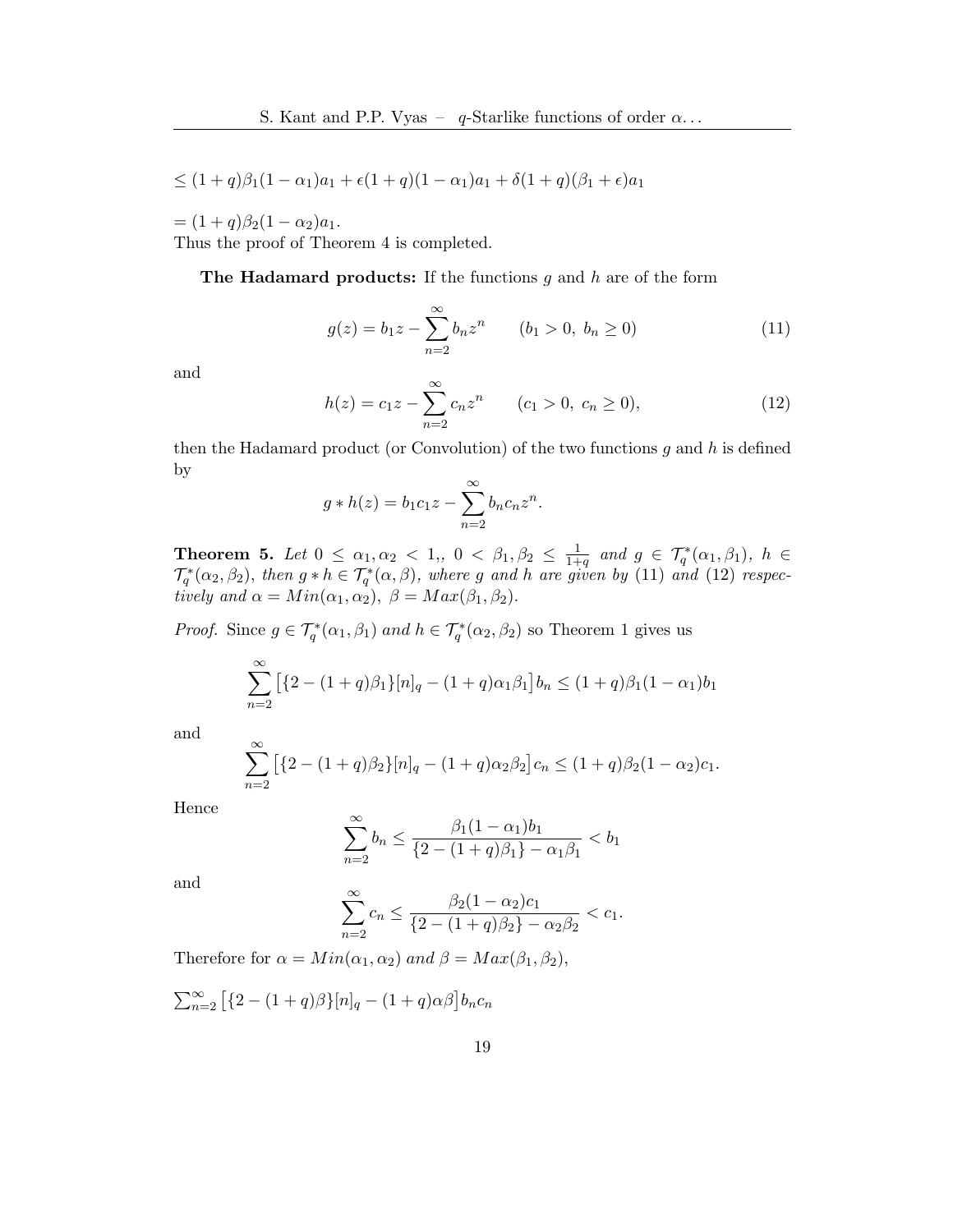$\leq (1+q)\beta_1(1-\alpha_1)a_1 + \epsilon(1+q)(1-\alpha_1)a_1 + \delta(1+q)(\beta_1+\epsilon)a_1$

$= (1+q)\beta_2(1-\alpha_2)a_1.$

Thus the proof of Theorem 4 is completed.

**The Hadamard products:** If the functions $g$ and $h$ are of the form

$$g(z) = b_1 z - \sum_{n=2}^{\infty} b_n z^n \qquad (b_1 > 0,\ b_n \geq 0) \tag{11}$$

and

$$h(z) = c_1 z - \sum_{n=2}^{\infty} c_n z^n \qquad (c_1 > 0,\ c_n \geq 0), \tag{12}$$

then the Hadamard product (or Convolution) of the two functions $g$ and $h$ is defined by

$$g * h(z) = b_1 c_1 z - \sum_{n=2}^{\infty} b_n c_n z^n.$$

**Theorem 5.** *Let $0 \leq \alpha_1, \alpha_2 < 1,$, $0 < \beta_1, \beta_2 \leq \frac{1}{1+q}$ and $g \in \mathcal{T}_q^*(\alpha_1, \beta_1)$, $h \in \mathcal{T}_q^*(\alpha_2, \beta_2)$, then $g * h \in \mathcal{T}_q^*(\alpha, \beta)$, where $g$ and $h$ are given by (11) and (12) respectively and $\alpha = Min(\alpha_1, \alpha_2)$, $\beta = Max(\beta_1, \beta_2)$.*

*Proof.* Since $g \in \mathcal{T}_q^*(\alpha_1, \beta_1)$ *and* $h \in \mathcal{T}_q^*(\alpha_2, \beta_2)$ so Theorem 1 gives us

$$\sum_{n=2}^{\infty} \left[\{2-(1+q)\beta_1\}[n]_q - (1+q)\alpha_1\beta_1\right] b_n \leq (1+q)\beta_1(1-\alpha_1)b_1$$

and

$$\sum_{n=2}^{\infty} \left[\{2-(1+q)\beta_2\}[n]_q - (1+q)\alpha_2\beta_2\right] c_n \leq (1+q)\beta_2(1-\alpha_2)c_1.$$

Hence

$$\sum_{n=2}^{\infty} b_n \leq \frac{\beta_1(1-\alpha_1)b_1}{\{2-(1+q)\beta_1\} - \alpha_1\beta_1} < b_1$$

and

$$\sum_{n=2}^{\infty} c_n \leq \frac{\beta_2(1-\alpha_2)c_1}{\{2-(1+q)\beta_2\} - \alpha_2\beta_2} < c_1.$$

Therefore for $\alpha = Min(\alpha_1, \alpha_2)$ *and* $\beta = Max(\beta_1, \beta_2)$,

$\sum_{n=2}^{\infty} \left[\{2-(1+q)\beta\}[n]_q - (1+q)\alpha\beta\right] b_n c_n$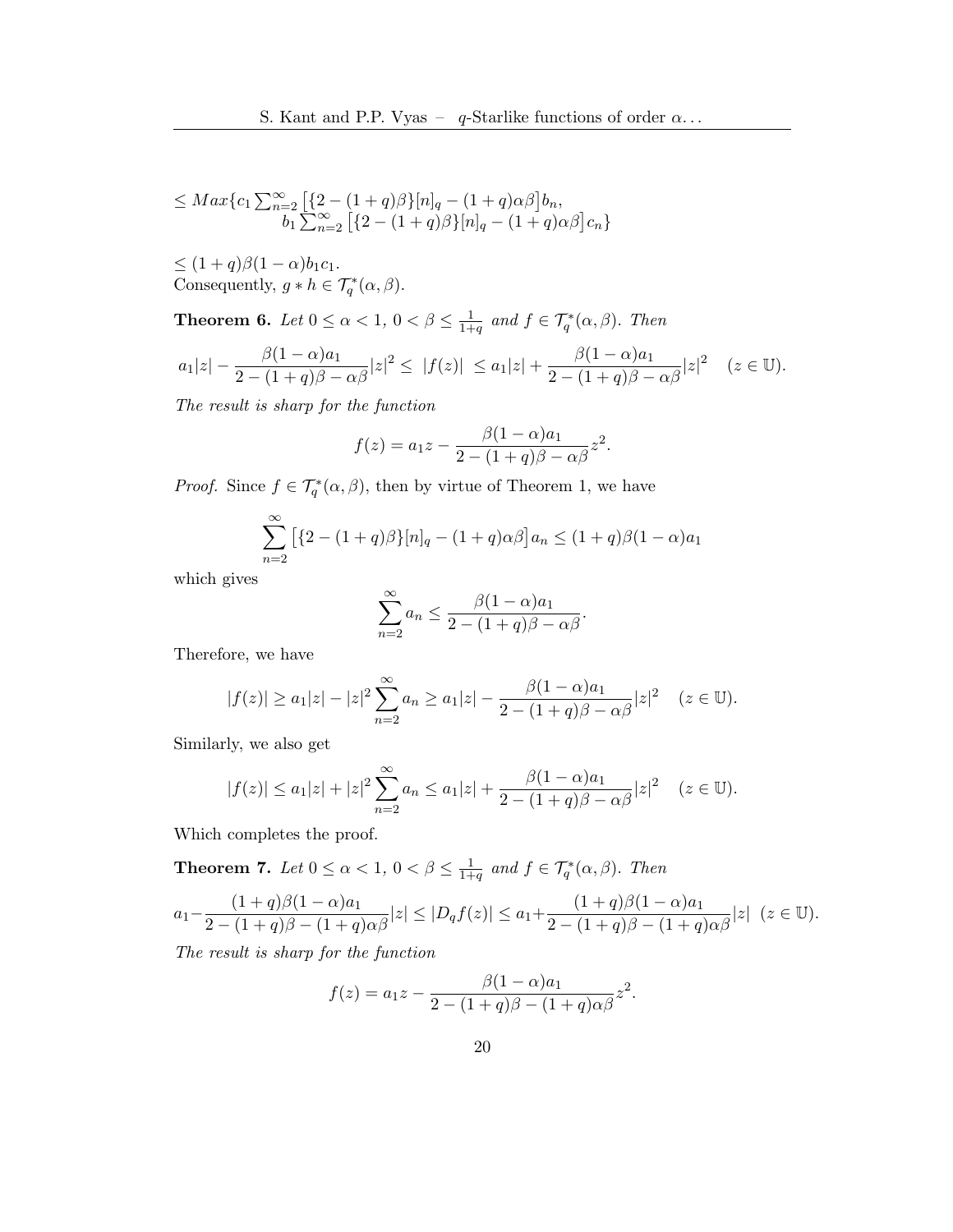$$\leq Max\{c_1 \sum_{n=2}^{\infty} \left[\{2-(1+q)\beta\}[n]_q - (1+q)\alpha\beta\right] b_n, \\ b_1 \sum_{n=2}^{\infty} \left[\{2-(1+q)\beta\}[n]_q - (1+q)\alpha\beta\right] c_n\}$$

$\leq (1+q)\beta(1-\alpha)b_1c_1.$

Consequently, $g * h \in \mathcal{T}_q^*(\alpha, \beta)$.

**Theorem 6.** *Let $0 \leq \alpha < 1$, $0 < \beta \leq \frac{1}{1+q}$ and $f \in \mathcal{T}_q^*(\alpha, \beta)$. Then*

$$a_1|z| - \frac{\beta(1-\alpha)a_1}{2-(1+q)\beta - \alpha\beta}|z|^2 \leq \ |f(z)| \ \leq a_1|z| + \frac{\beta(1-\alpha)a_1}{2-(1+q)\beta - \alpha\beta}|z|^2 \quad (z \in \mathbb{U}).$$

*The result is sharp for the function*

$$f(z) = a_1 z - \frac{\beta(1-\alpha)a_1}{2-(1+q)\beta - \alpha\beta} z^2.$$

*Proof.* Since $f \in \mathcal{T}_q^*(\alpha, \beta)$, then by virtue of Theorem 1, we have

$$\sum_{n=2}^{\infty} \left[\{2-(1+q)\beta\}[n]_q - (1+q)\alpha\beta\right] a_n \leq (1+q)\beta(1-\alpha)a_1$$

which gives

$$\sum_{n=2}^{\infty} a_n \leq \frac{\beta(1-\alpha)a_1}{2-(1+q)\beta - \alpha\beta}.$$

Therefore, we have

$$|f(z)| \geq a_1|z| - |z|^2 \sum_{n=2}^{\infty} a_n \geq a_1|z| - \frac{\beta(1-\alpha)a_1}{2-(1+q)\beta - \alpha\beta}|z|^2 \quad (z \in \mathbb{U}).$$

Similarly, we also get

$$|f(z)| \leq a_1|z| + |z|^2 \sum_{n=2}^{\infty} a_n \leq a_1|z| + \frac{\beta(1-\alpha)a_1}{2-(1+q)\beta - \alpha\beta}|z|^2 \quad (z \in \mathbb{U}).$$

Which completes the proof.

**Theorem 7.** *Let $0 \leq \alpha < 1$, $0 < \beta \leq \frac{1}{1+q}$ and $f \in \mathcal{T}_q^*(\alpha, \beta)$. Then*

$$a_1 - \frac{(1+q)\beta(1-\alpha)a_1}{2-(1+q)\beta-(1+q)\alpha\beta}|z| \leq |D_q f(z)| \leq a_1 + \frac{(1+q)\beta(1-\alpha)a_1}{2-(1+q)\beta-(1+q)\alpha\beta}|z| \ \ (z \in \mathbb{U}).$$

*The result is sharp for the function*

$$f(z) = a_1 z - \frac{\beta(1-\alpha)a_1}{2-(1+q)\beta - (1+q)\alpha\beta} z^2.$$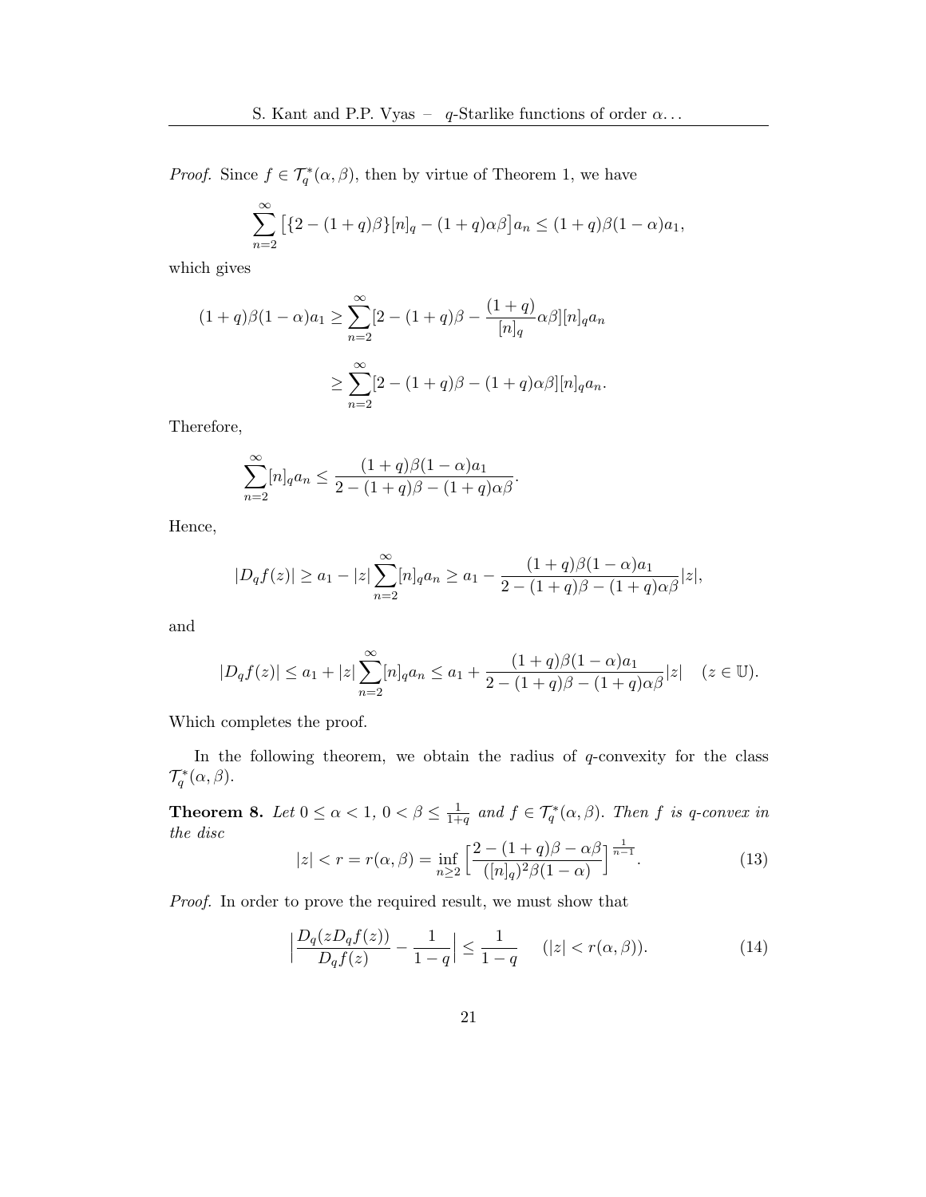*Proof.* Since $f \in \mathcal{T}_q^*(\alpha, \beta)$, then by virtue of Theorem 1, we have

$$\sum_{n=2}^{\infty} \big[\{2-(1+q)\beta\}[n]_q - (1+q)\alpha\beta\big] a_n \leq (1+q)\beta(1-\alpha)a_1,$$

which gives

$$\begin{aligned}(1+q)\beta(1-\alpha)a_1 &\geq \sum_{n=2}^{\infty}[2-(1+q)\beta - \frac{(1+q)}{[n]_q}\alpha\beta][n]_q a_n \\ &\geq \sum_{n=2}^{\infty}[2-(1+q)\beta-(1+q)\alpha\beta][n]_q a_n.\end{aligned}$$

Therefore,

$$\sum_{n=2}^{\infty}[n]_q a_n \leq \frac{(1+q)\beta(1-\alpha)a_1}{2-(1+q)\beta-(1+q)\alpha\beta}.$$

Hence,

$$|D_q f(z)| \geq a_1 - |z|\sum_{n=2}^{\infty}[n]_q a_n \geq a_1 - \frac{(1+q)\beta(1-\alpha)a_1}{2-(1+q)\beta-(1+q)\alpha\beta}|z|,$$

and

$$|D_q f(z)| \leq a_1 + |z|\sum_{n=2}^{\infty}[n]_q a_n \leq a_1 + \frac{(1+q)\beta(1-\alpha)a_1}{2-(1+q)\beta-(1+q)\alpha\beta}|z| \quad (z \in \mathbb{U}).$$

Which completes the proof.

In the following theorem, we obtain the radius of $q$-convexity for the class $\mathcal{T}_q^*(\alpha, \beta)$.

**Theorem 8.** *Let $0 \leq \alpha < 1$, $0 < \beta \leq \frac{1}{1+q}$ and $f \in \mathcal{T}_q^*(\alpha, \beta)$. Then $f$ is $q$-convex in the disc*

$$|z| < r = r(\alpha, \beta) = \inf_{n \geq 2}\Big[\frac{2-(1+q)\beta-\alpha\beta}{([n]_q)^2\beta(1-\alpha)}\Big]^{\frac{1}{n-1}}. \tag{13}$$

*Proof.* In order to prove the required result, we must show that

$$\Big|\frac{D_q(zD_q f(z))}{D_q f(z)} - \frac{1}{1-q}\Big| \leq \frac{1}{1-q} \quad (|z| < r(\alpha, \beta)). \tag{14}$$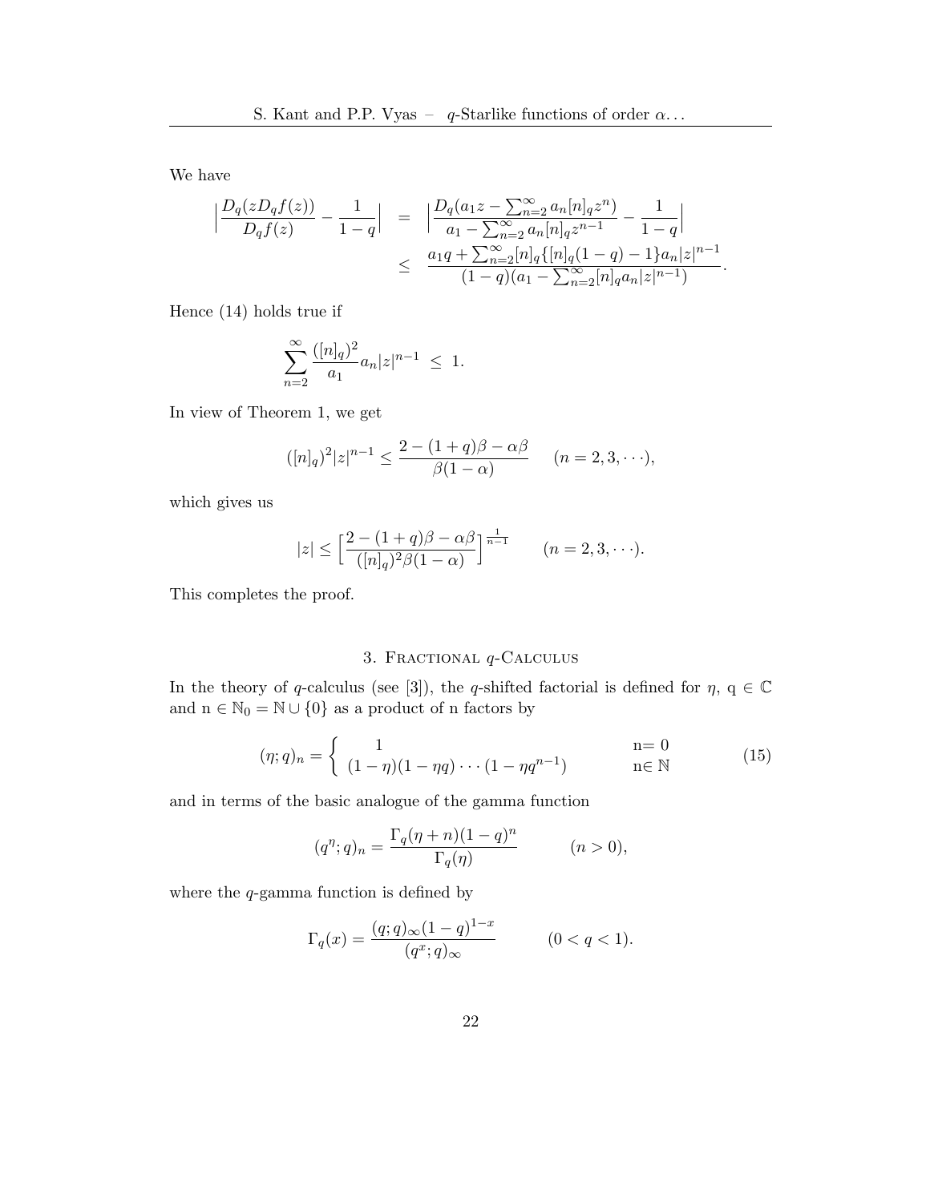We have

$$
\begin{aligned}
\Big|\frac{D_q(zD_qf(z))}{D_qf(z)}-\frac{1}{1-q}\Big| &= \Big|\frac{D_q(a_1z-\sum_{n=2}^{\infty}a_n[n]_qz^n)}{a_1-\sum_{n=2}^{\infty}a_n[n]_qz^{n-1}}-\frac{1}{1-q}\Big| \\
&\leq \frac{a_1q+\sum_{n=2}^{\infty}[n]_q\{[n]_q(1-q)-1\}a_n|z|^{n-1}}{(1-q)(a_1-\sum_{n=2}^{\infty}[n]_qa_n|z|^{n-1})}.
\end{aligned}
$$

Hence (14) holds true if

$$\sum_{n=2}^{\infty}\frac{([n]_q)^2}{a_1}a_n|z|^{n-1} \leq 1.$$

In view of Theorem 1, we get

$$([n]_q)^2|z|^{n-1} \leq \frac{2-(1+q)\beta-\alpha\beta}{\beta(1-\alpha)} \qquad (n=2,3,\cdots),$$

which gives us

$$|z| \leq \Big[\frac{2-(1+q)\beta-\alpha\beta}{([n]_q)^2\beta(1-\alpha)}\Big]^{\frac{1}{n-1}} \qquad (n=2,3,\cdots).$$

This completes the proof.

## 3. Fractional $q$-Calculus

In the theory of $q$-calculus (see [3]), the $q$-shifted factorial is defined for $\eta$, $q \in \mathbb{C}$ and $n \in \mathbb{N}_0 = \mathbb{N} \cup \{0\}$ as a product of n factors by

$$(\eta;q)_n = \begin{cases} 1 & n=0 \\ (1-\eta)(1-\eta q)\cdots(1-\eta q^{n-1}) & n\in\mathbb{N} \end{cases} \tag{15}$$

and in terms of the basic analogue of the gamma function

$$(q^{\eta};q)_n = \frac{\Gamma_q(\eta+n)(1-q)^n}{\Gamma_q(\eta)} \qquad (n>0),$$

where the $q$-gamma function is defined by

$$\Gamma_q(x) = \frac{(q;q)_{\infty}(1-q)^{1-x}}{(q^x;q)_{\infty}} \qquad (0<q<1).$$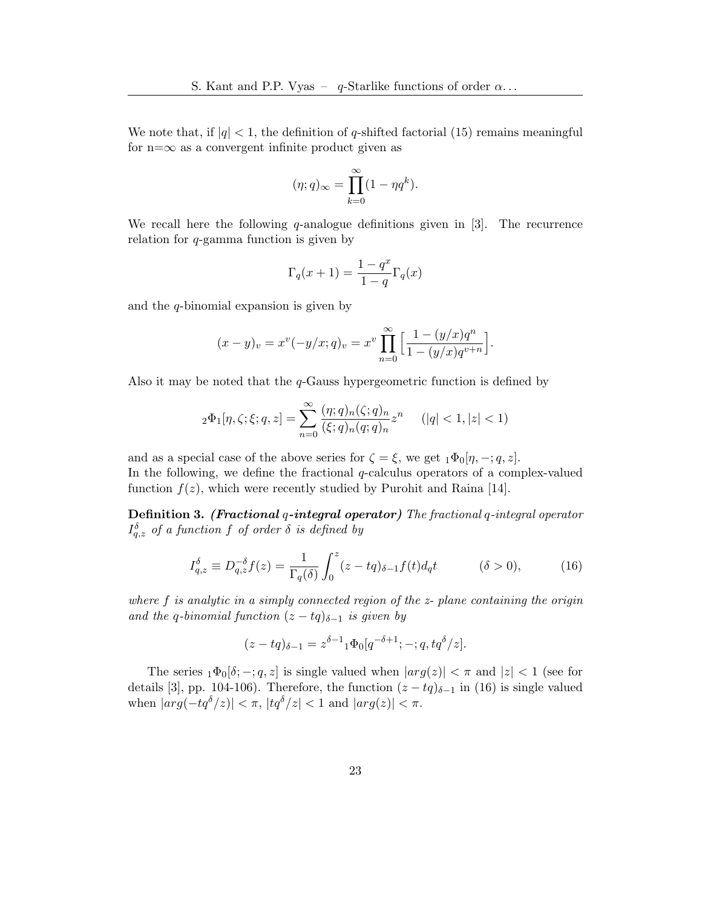We note that, if $|q| < 1$, the definition of $q$-shifted factorial (15) remains meaningful for n=$\infty$ as a convergent infinite product given as

$$(\eta; q)_\infty = \prod_{k=0}^{\infty} (1 - \eta q^k).$$

We recall here the following $q$-analogue definitions given in [3]. The recurrence relation for $q$-gamma function is given by

$$\Gamma_q(x+1) = \frac{1 - q^x}{1 - q} \Gamma_q(x)$$

and the $q$-binomial expansion is given by

$$(x - y)_v = x^v (-y/x; q)_v = x^v \prod_{n=0}^{\infty} \Big[ \frac{1 - (y/x) q^n}{1 - (y/x) q^{v+n}} \Big].$$

Also it may be noted that the $q$-Gauss hypergeometric function is defined by

$${}_2\Phi_1[\eta, \zeta; \xi; q, z] = \sum_{n=0}^{\infty} \frac{(\eta; q)_n (\zeta; q)_n}{(\xi; q)_n (q; q)_n} z^n \qquad (|q| < 1, |z| < 1)$$

and as a special case of the above series for $\zeta = \xi$, we get ${}_1\Phi_0[\eta, -; q, z]$.
In the following, we define the fractional $q$-calculus operators of a complex-valued function $f(z)$, which were recently studied by Purohit and Raina [14].

**Definition 3.** ***(Fractional $q$-integral operator)*** *The fractional $q$-integral operator $I_{q,z}^{\delta}$ of a function $f$ of order $\delta$ is defined by*

$$I_{q,z}^{\delta} \equiv D_{q,z}^{-\delta} f(z) = \frac{1}{\Gamma_q(\delta)} \int_0^z (z - tq)_{\delta - 1} f(t) d_q t \qquad (\delta > 0), \tag{16}$$

*where $f$ is analytic in a simply connected region of the $z$- plane containing the origin and the $q$-binomial function $(z - tq)_{\delta-1}$ is given by*

$$(z - tq)_{\delta - 1} = z^{\delta - 1} {}_1\Phi_0[q^{-\delta+1}; -; q, tq^{\delta}/z].$$

The series ${}_1\Phi_0[\delta; -; q, z]$ is single valued when $|arg(z)| < \pi$ and $|z| < 1$ (see for details [3], pp. 104-106). Therefore, the function $(z - tq)_{\delta-1}$ in (16) is single valued when $|arg(-tq^{\delta}/z)| < \pi$, $|tq^{\delta}/z| < 1$ and $|arg(z)| < \pi$.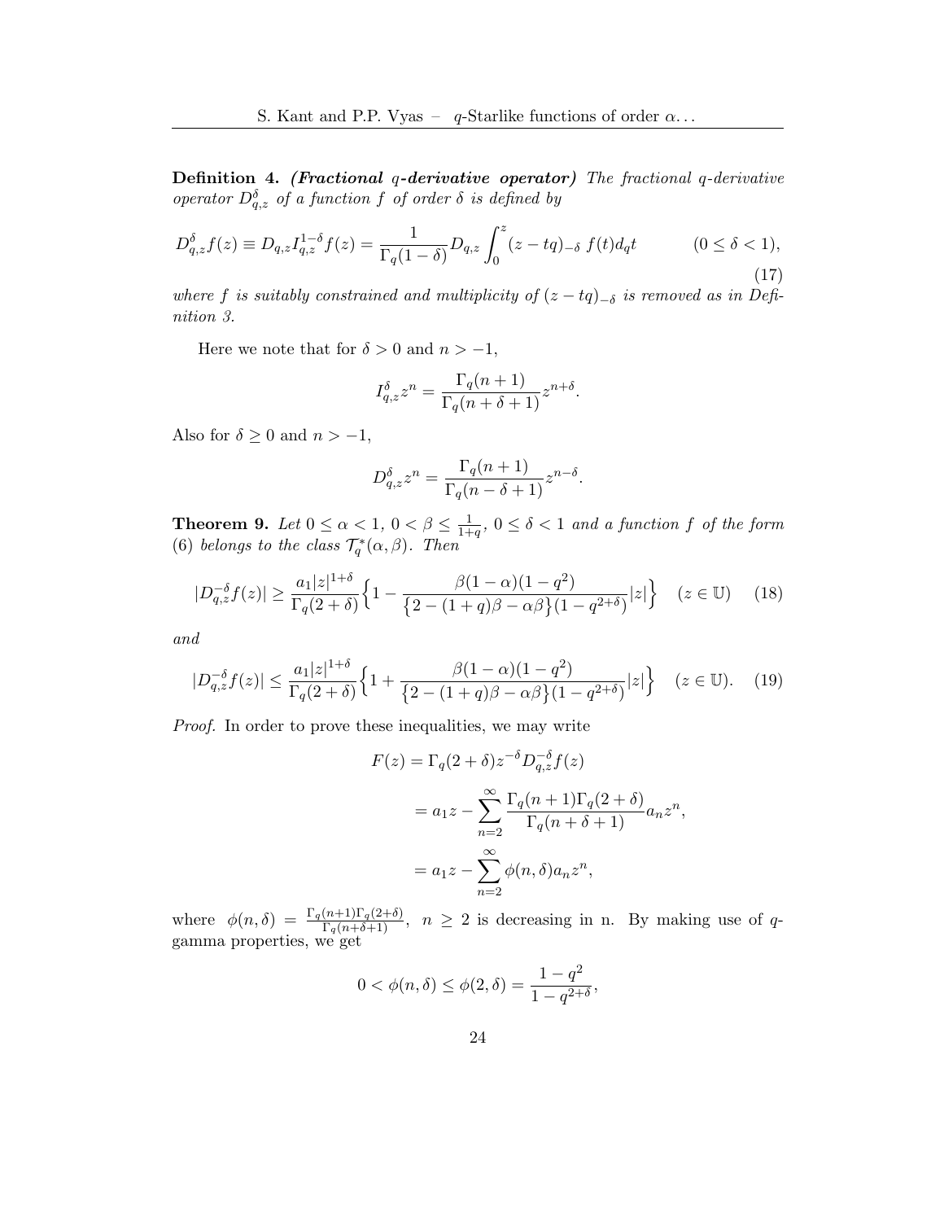**Definition 4.** ***(Fractional** $q$**-derivative operator)*** *The fractional $q$-derivative operator $D_{q,z}^{\delta}$ of a function $f$ of order $\delta$ is defined by*

$$D_{q,z}^{\delta} f(z) \equiv D_{q,z} I_{q,z}^{1-\delta} f(z) = \frac{1}{\Gamma_q(1-\delta)} D_{q,z} \int_0^z (z-tq)_{-\delta}\, f(t) d_q t \qquad (0 \leq \delta < 1), \tag{17}$$

*where $f$ is suitably constrained and multiplicity of $(z-tq)_{-\delta}$ is removed as in Definition 3.*

Here we note that for $\delta > 0$ and $n > -1$,

$$I_{q,z}^{\delta} z^n = \frac{\Gamma_q(n+1)}{\Gamma_q(n+\delta+1)} z^{n+\delta}.$$

Also for $\delta \geq 0$ and $n > -1$,

$$D_{q,z}^{\delta} z^n = \frac{\Gamma_q(n+1)}{\Gamma_q(n-\delta+1)} z^{n-\delta}.$$

**Theorem 9.** *Let $0 \leq \alpha < 1$, $0 < \beta \leq \frac{1}{1+q}$, $0 \leq \delta < 1$ and a function $f$ of the form (6) belongs to the class $\mathcal{T}_q^*(\alpha, \beta)$. Then*

$$|D_{q,z}^{-\delta} f(z)| \geq \frac{a_1 |z|^{1+\delta}}{\Gamma_q(2+\delta)} \Big\{ 1 - \frac{\beta(1-\alpha)(1-q^2)}{\big\{2-(1+q)\beta - \alpha\beta\big\}(1-q^{2+\delta})} |z| \Big\} \quad (z \in \mathbb{U}) \tag{18}$$

*and*

$$|D_{q,z}^{-\delta} f(z)| \leq \frac{a_1 |z|^{1+\delta}}{\Gamma_q(2+\delta)} \Big\{ 1 + \frac{\beta(1-\alpha)(1-q^2)}{\big\{2-(1+q)\beta - \alpha\beta\big\}(1-q^{2+\delta})} |z| \Big\} \quad (z \in \mathbb{U}). \tag{19}$$

*Proof.* In order to prove these inequalities, we may write

$$\begin{aligned} F(z) &= \Gamma_q(2+\delta) z^{-\delta} D_{q,z}^{-\delta} f(z) \\ &= a_1 z - \sum_{n=2}^{\infty} \frac{\Gamma_q(n+1)\Gamma_q(2+\delta)}{\Gamma_q(n+\delta+1)} a_n z^n, \\ &= a_1 z - \sum_{n=2}^{\infty} \phi(n, \delta) a_n z^n, \end{aligned}$$

where $\phi(n,\delta) = \frac{\Gamma_q(n+1)\Gamma_q(2+\delta)}{\Gamma_q(n+\delta+1)}$, $n \geq 2$ is decreasing in n. By making use of $q$-gamma properties, we get

$$0 < \phi(n, \delta) \leq \phi(2, \delta) = \frac{1-q^2}{1-q^{2+\delta}},$$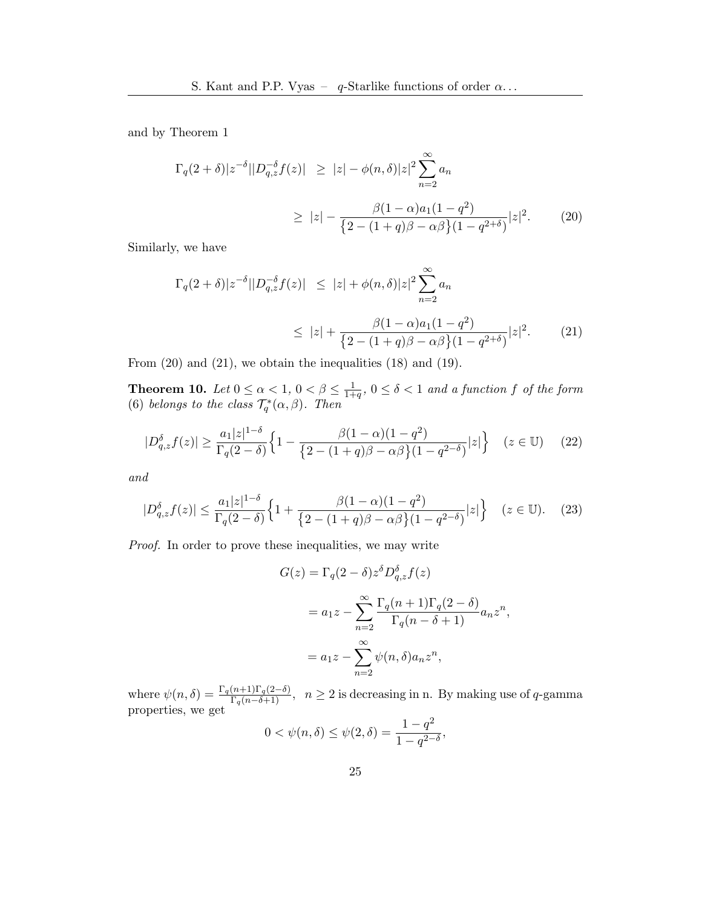and by Theorem 1

$$
\begin{aligned}
\Gamma_q(2+\delta)|z^{-\delta}||D_{q,z}^{-\delta}f(z)| &\geq |z| - \phi(n,\delta)|z|^2\sum_{n=2}^{\infty}a_n \\
&\geq |z| - \frac{\beta(1-\alpha)a_1(1-q^2)}{\{2-(1+q)\beta-\alpha\beta\}(1-q^{2+\delta})}|z|^2. \qquad (20)
\end{aligned}
$$

Similarly, we have

$$
\begin{aligned}
\Gamma_q(2+\delta)|z^{-\delta}||D_{q,z}^{-\delta}f(z)| &\leq |z| + \phi(n,\delta)|z|^2\sum_{n=2}^{\infty}a_n \\
&\leq |z| + \frac{\beta(1-\alpha)a_1(1-q^2)}{\{2-(1+q)\beta-\alpha\beta\}(1-q^{2+\delta})}|z|^2. \qquad (21)
\end{aligned}
$$

From (20) and (21), we obtain the inequalities (18) and (19).

**Theorem 10.** *Let $0 \leq \alpha < 1$, $0 < \beta \leq \frac{1}{1+q}$, $0 \leq \delta < 1$ and a function $f$ of the form (6) belongs to the class $\mathcal{T}_q^*(\alpha,\beta)$. Then*

$$
|D_{q,z}^{\delta}f(z)| \geq \frac{a_1|z|^{1-\delta}}{\Gamma_q(2-\delta)}\Big\{1 - \frac{\beta(1-\alpha)(1-q^2)}{\{2-(1+q)\beta-\alpha\beta\}(1-q^{2-\delta})}|z|\Big\} \quad (z \in \mathbb{U}) \qquad (22)
$$

*and*

$$
|D_{q,z}^{\delta}f(z)| \leq \frac{a_1|z|^{1-\delta}}{\Gamma_q(2-\delta)}\Big\{1 + \frac{\beta(1-\alpha)(1-q^2)}{\{2-(1+q)\beta-\alpha\beta\}(1-q^{2-\delta})}|z|\Big\} \quad (z \in \mathbb{U}). \qquad (23)
$$

*Proof.* In order to prove these inequalities, we may write

$$
\begin{aligned}
G(z) &= \Gamma_q(2-\delta)z^{\delta}D_{q,z}^{\delta}f(z) \\
&= a_1 z - \sum_{n=2}^{\infty}\frac{\Gamma_q(n+1)\Gamma_q(2-\delta)}{\Gamma_q(n-\delta+1)}a_n z^n, \\
&= a_1 z - \sum_{n=2}^{\infty}\psi(n,\delta)a_n z^n,
\end{aligned}
$$

where $\psi(n,\delta) = \frac{\Gamma_q(n+1)\Gamma_q(2-\delta)}{\Gamma_q(n-\delta+1)}$, $n \geq 2$ is decreasing in n. By making use of $q$-gamma properties, we get

$$
0 < \psi(n,\delta) \leq \psi(2,\delta) = \frac{1-q^2}{1-q^{2-\delta}},
$$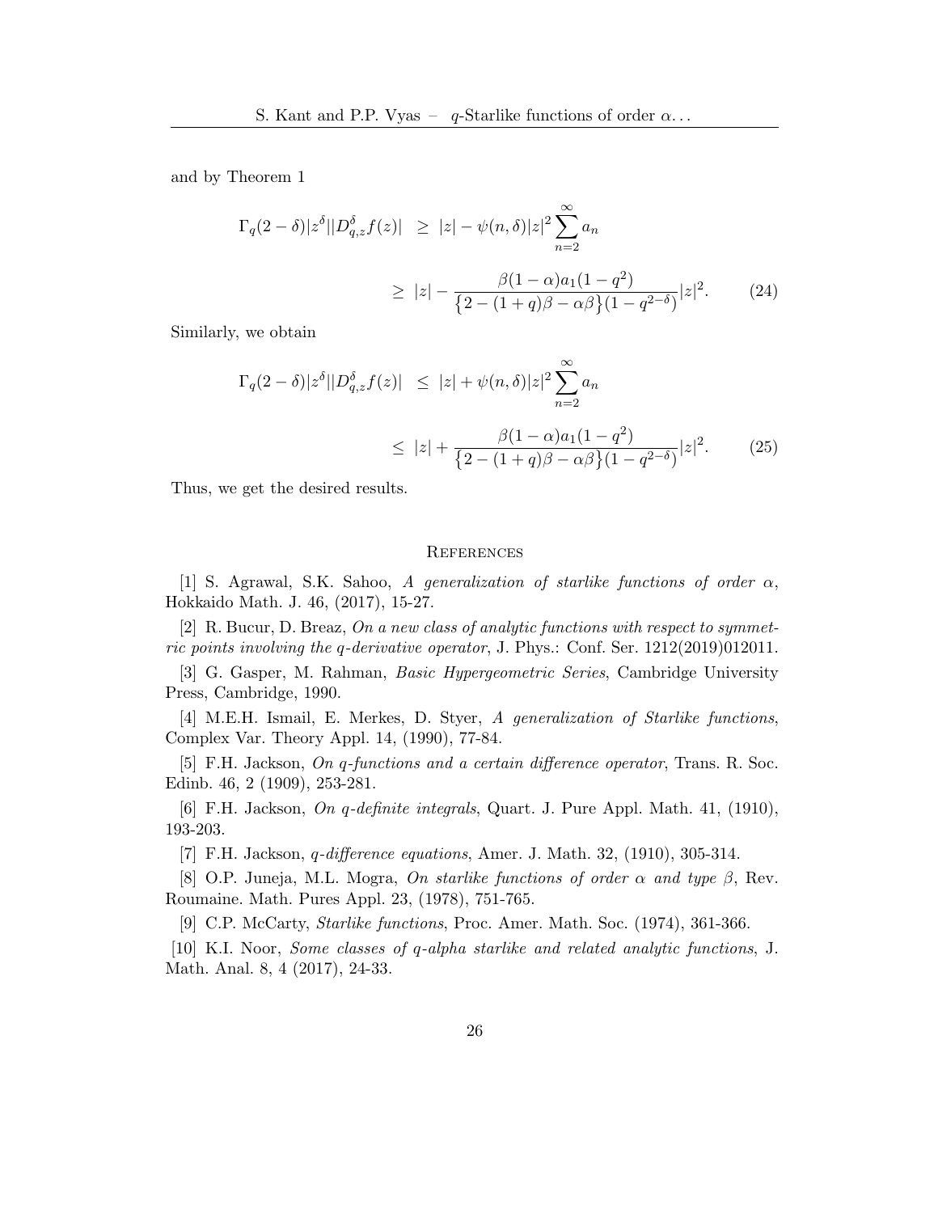and by Theorem 1

$$
\begin{aligned}
\Gamma_q(2-\delta)|z^\delta||D_{q,z}^\delta f(z)| &\geq |z| - \psi(n,\delta)|z|^2 \sum_{n=2}^{\infty} a_n \\
&\geq |z| - \frac{\beta(1-\alpha)a_1(1-q^2)}{\left\{2-(1+q)\beta-\alpha\beta\right\}(1-q^{2-\delta})}|z|^2. \qquad (24)
\end{aligned}
$$

Similarly, we obtain

$$
\begin{aligned}
\Gamma_q(2-\delta)|z^\delta||D_{q,z}^\delta f(z)| &\leq |z| + \psi(n,\delta)|z|^2 \sum_{n=2}^{\infty} a_n \\
&\leq |z| + \frac{\beta(1-\alpha)a_1(1-q^2)}{\left\{2-(1+q)\beta-\alpha\beta\right\}(1-q^{2-\delta})}|z|^2. \qquad (25)
\end{aligned}
$$

Thus, we get the desired results.

## References

[1] S. Agrawal, S.K. Sahoo, *A generalization of starlike functions of order $\alpha$*, Hokkaido Math. J. 46, (2017), 15-27.

[2] R. Bucur, D. Breaz, *On a new class of analytic functions with respect to symmetric points involving the $q$-derivative operator*, J. Phys.: Conf. Ser. 1212(2019)012011.

[3] G. Gasper, M. Rahman, *Basic Hypergeometric Series*, Cambridge University Press, Cambridge, 1990.

[4] M.E.H. Ismail, E. Merkes, D. Styer, *A generalization of Starlike functions*, Complex Var. Theory Appl. 14, (1990), 77-84.

[5] F.H. Jackson, *On $q$-functions and a certain difference operator*, Trans. R. Soc. Edinb. 46, 2 (1909), 253-281.

[6] F.H. Jackson, *On $q$-definite integrals*, Quart. J. Pure Appl. Math. 41, (1910), 193-203.

[7] F.H. Jackson, *$q$-difference equations*, Amer. J. Math. 32, (1910), 305-314.

[8] O.P. Juneja, M.L. Mogra, *On starlike functions of order $\alpha$ and type $\beta$*, Rev. Roumaine. Math. Pures Appl. 23, (1978), 751-765.

[9] C.P. McCarty, *Starlike functions*, Proc. Amer. Math. Soc. (1974), 361-366.

[10] K.I. Noor, *Some classes of q-alpha starlike and related analytic functions*, J. Math. Anal. 8, 4 (2017), 24-33.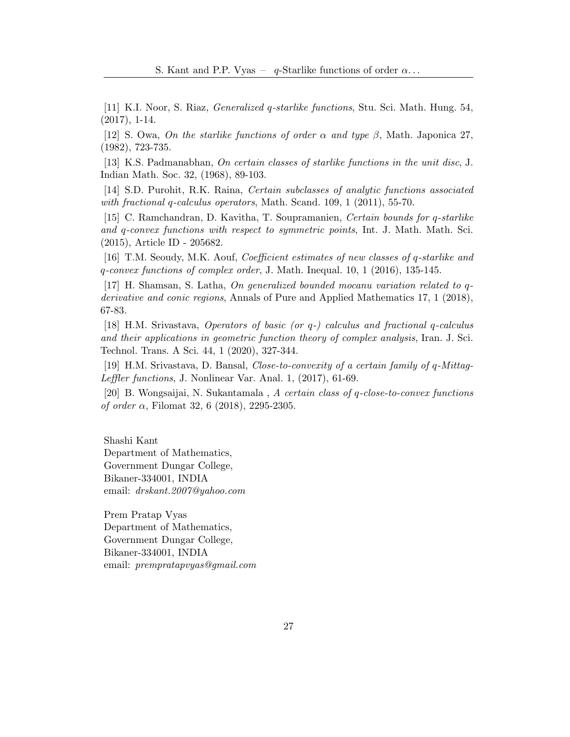[11] K.I. Noor, S. Riaz, *Generalized q-starlike functions*, Stu. Sci. Math. Hung. 54, (2017), 1-14.

[12] S. Owa, *On the starlike functions of order $\alpha$ and type $\beta$*, Math. Japonica 27, (1982), 723-735.

[13] K.S. Padmanabhan, *On certain classes of starlike functions in the unit disc*, J. Indian Math. Soc. 32, (1968), 89-103.

[14] S.D. Purohit, R.K. Raina, *Certain subclasses of analytic functions associated with fractional q-calculus operators*, Math. Scand. 109, 1 (2011), 55-70.

[15] C. Ramchandran, D. Kavitha, T. Soupramanien, *Certain bounds for q-starlike and q-convex functions with respect to symmetric points*, Int. J. Math. Math. Sci. (2015), Article ID - 205682.

[16] T.M. Seoudy, M.K. Aouf, *Coefficient estimates of new classes of q-starlike and q-convex functions of complex order*, J. Math. Inequal. 10, 1 (2016), 135-145.

[17] H. Shamsan, S. Latha, *On generalized bounded mocanu variation related to q-derivative and conic regions*, Annals of Pure and Applied Mathematics 17, 1 (2018), 67-83.

[18] H.M. Srivastava, *Operators of basic (or q-) calculus and fractional q-calculus and their applications in geometric function theory of complex analysis*, Iran. J. Sci. Technol. Trans. A Sci. 44, 1 (2020), 327-344.

[19] H.M. Srivastava, D. Bansal, *Close-to-convexity of a certain family of q-Mittag-Leffler functions*, J. Nonlinear Var. Anal. 1, (2017), 61-69.

[20] B. Wongsaijai, N. Sukantamala , *A certain class of q-close-to-convex functions of order $\alpha$*, Filomat 32, 6 (2018), 2295-2305.

Shashi Kant
Department of Mathematics,
Government Dungar College,
Bikaner-334001, INDIA
email: *drskant.2007@yahoo.com*

Prem Pratap Vyas
Department of Mathematics,
Government Dungar College,
Bikaner-334001, INDIA
email: *prempratapvyas@gmail.com*